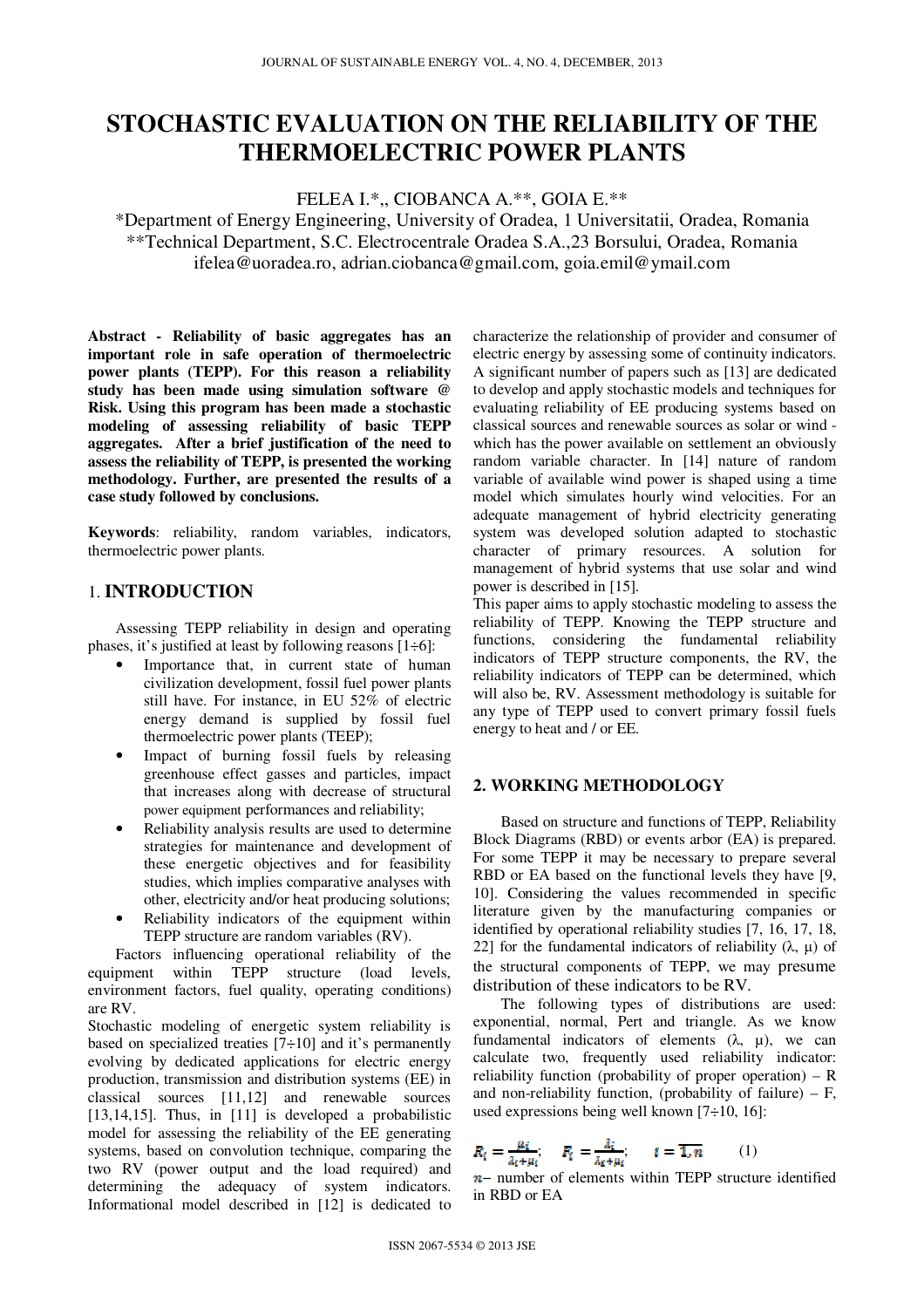# STOCHASTIC EVALUATION ON THE RELIABILITY OF THE THERMOELECTRIC POWER PLANTS

FELEA I.*,, CIOBANCA A.**, GOIA E.**

*Department of Energy Engineering, University of Oradea, 1 Universitatii, Oradea, Romania
**Technical Department, S.C. Electrocentrale Oradea S.A.,23 Borsului, Oradea, Romania
ifelea@uoradea.ro, adrian.ciobanca@gmail.com, goia.emil@ymail.com

**Abstract - Reliability of basic aggregates has an important role in safe operation of thermoelectric power plants (TEPP). For this reason a reliability study has been made using simulation software @ Risk. Using this program has been made a stochastic modeling of assessing reliability of basic TEPP aggregates. After a brief justification of the need to assess the reliability of TEPP, is presented the working methodology. Further, are presented the results of a case study followed by conclusions.**

**Keywords**: reliability, random variables, indicators, thermoelectric power plants.

## 1. INTRODUCTION

Assessing TEPP reliability in design and operating phases, it's justified at least by following reasons [1÷6]:

- Importance that, in current state of human civilization development, fossil fuel power plants still have. For instance, in EU 52% of electric energy demand is supplied by fossil fuel thermoelectric power plants (TEEP);
- Impact of burning fossil fuels by releasing greenhouse effect gasses and particles, impact that increases along with decrease of structural power equipment performances and reliability;
- Reliability analysis results are used to determine strategies for maintenance and development of these energetic objectives and for feasibility studies, which implies comparative analyses with other, electricity and/or heat producing solutions;
- Reliability indicators of the equipment within TEPP structure are random variables (RV).

Factors influencing operational reliability of the equipment within TEPP structure (load levels, environment factors, fuel quality, operating conditions) are RV.

Stochastic modeling of energetic system reliability is based on specialized treaties [7÷10] and it's permanently evolving by dedicated applications for electric energy production, transmission and distribution systems (EE) in classical sources [11,12] and renewable sources [13,14,15]. Thus, in [11] is developed a probabilistic model for assessing the reliability of the EE generating systems, based on convolution technique, comparing the two RV (power output and the load required) and determining the adequacy of system indicators. Informational model described in [12] is dedicated to characterize the relationship of provider and consumer of electric energy by assessing some of continuity indicators. A significant number of papers such as [13] are dedicated to develop and apply stochastic models and techniques for evaluating reliability of EE producing systems based on classical sources and renewable sources as solar or wind - which has the power available on settlement an obviously random variable character. In [14] nature of random variable of available wind power is shaped using a time model which simulates hourly wind velocities. For an adequate management of hybrid electricity generating system was developed solution adapted to stochastic character of primary resources. A solution for management of hybrid systems that use solar and wind power is described in [15].

This paper aims to apply stochastic modeling to assess the reliability of TEPP. Knowing the TEPP structure and functions, considering the fundamental reliability indicators of TEPP structure components, the RV, the reliability indicators of TEPP can be determined, which will also be, RV. Assessment methodology is suitable for any type of TEPP used to convert primary fossil fuels energy to heat and / or EE.

## 2. WORKING METHODOLOGY

Based on structure and functions of TEPP, Reliability Block Diagrams (RBD) or events arbor (EA) is prepared. For some TEPP it may be necessary to prepare several RBD or EA based on the functional levels they have [9, 10]. Considering the values recommended in specific literature given by the manufacturing companies or identified by operational reliability studies [7, 16, 17, 18, 22] for the fundamental indicators of reliability ($\lambda$, $\mu$) of the structural components of TEPP, we may presume distribution of these indicators to be RV.

The following types of distributions are used: exponential, normal, Pert and triangle. As we know fundamental indicators of elements ($\lambda$, $\mu$), we can calculate two, frequently used reliability indicator: reliability function (probability of proper operation) – R and non-reliability function, (probability of failure) – F, used expressions being well known [7÷10, 16]:

$$R_i = \frac{\mu_i}{\lambda_i + \mu_i}; \quad F_i = \frac{\lambda_i}{\lambda_i + \mu_i}; \quad i = \overline{1, n} \qquad (1)$$

$n$– number of elements within TEPP structure identified in RBD or EA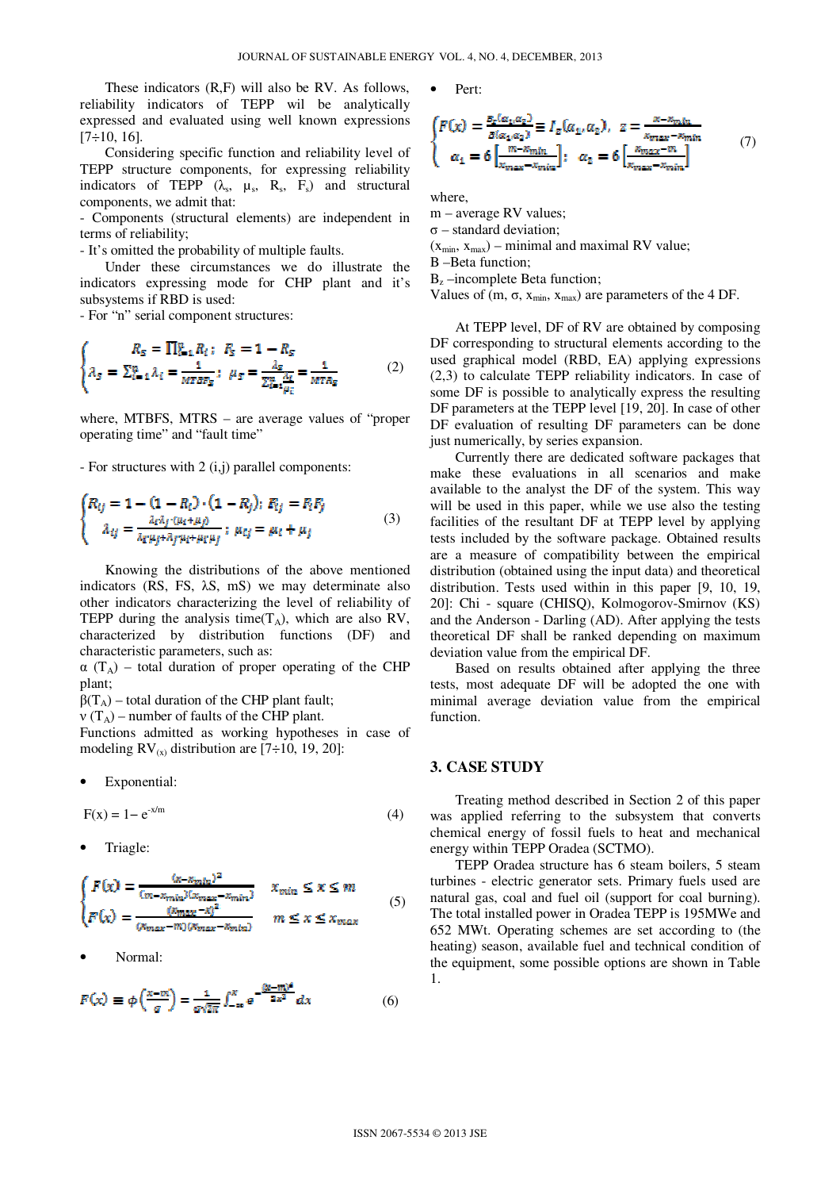These indicators (R,F) will also be RV. As follows, reliability indicators of TEPP wil be analytically expressed and evaluated using well known expressions [7÷10, 16].

Considering specific function and reliability level of TEPP structure components, for expressing reliability indicators of TEPP ($\lambda_s$, $\mu_s$, $R_s$, $F_s$) and structural components, we admit that:

- Components (structural elements) are independent in terms of reliability;
- It's omitted the probability of multiple faults.

Under these circumstances we do illustrate the indicators expressing mode for CHP plant and it's subsystems if RBD is used:

- For "n" serial component structures:

$$\begin{cases} R_S = \prod_{i=1}^{n} R_i;\ \ F_S = 1 - R_S \\ \lambda_S = \sum_{i=1}^{n} \lambda_i = \frac{1}{MTBF_S};\ \ \mu_S = \frac{\lambda_S}{\sum_{i=1}^{n} \frac{\lambda_i}{\mu_i}} = \frac{1}{MTR_S} \end{cases} \tag{2}$$

where, MTBFS, MTRS – are average values of "proper operating time" and "fault time"

- For structures with 2 (i,j) parallel components:

$$\begin{cases} R_{ij} = 1 - (1 - R_i)\cdot(1 - R_j);\ F_{ij} = F_i F_j \\ \lambda_{ij} = \frac{\lambda_i \lambda_j \cdot (\mu_i + \mu_j)}{\lambda_i \mu_j + \lambda_j \mu_i + \mu_i \mu_j};\ \mu_{ij} = \mu_i + \mu_j \end{cases} \tag{3}$$

Knowing the distributions of the above mentioned indicators (RS, FS, λS, mS) we may determinate also other indicators characterizing the level of reliability of TEPP during the analysis time($T_A$), which are also RV, characterized by distribution functions (DF) and characteristic parameters, such as:

α ($T_A$) – total duration of proper operating of the CHP plant;
β($T_A$) – total duration of the CHP plant fault;
ν ($T_A$) – number of faults of the CHP plant.

Functions admitted as working hypotheses in case of modeling $RV_{(x)}$ distribution are [7÷10, 19, 20]:

- Exponential:

$$F(x) = 1 - e^{-x/m} \tag{4}$$

- Triagle:

$$\begin{cases} F(x) = \frac{(x - x_{min})^2}{(m - x_{min})(x_{max} - x_{min})} & x_{min} \le x \le m \\ F(x) = \frac{(x_{max} - x)^2}{(x_{max} - m)(x_{max} - x_{min})} & m \le x \le x_{max} \end{cases} \tag{5}$$

- Normal:

$$F(x) \equiv \phi\left(\frac{x - m}{\sigma}\right) = \frac{1}{\sigma\sqrt{2\pi}} \int_{-\infty}^{x} e^{-\frac{(x - m)^2}{2\sigma^2}} dx \tag{6}$$

- Pert:

$$\begin{cases} F(x) = \frac{B_z(\alpha_1, \alpha_2)}{B(\alpha_1, \alpha_2)} \equiv I_z(\alpha_1, \alpha_2),\ \ z = \frac{x - x_{min}}{x_{max} - x_{min}} \\ \alpha_1 = 6\left[\frac{m - x_{min}}{x_{max} - x_{min}}\right];\ \ \alpha_2 = 6\left[\frac{x_{max} - m}{x_{max} - x_{min}}\right] \end{cases} \tag{7}$$

where,
m – average RV values;
σ – standard deviation;
($x_{min}$, $x_{max}$) – minimal and maximal RV value;
B –Beta function;
$B_z$ –incomplete Beta function;
Values of (m, σ, $x_{min}$, $x_{max}$) are parameters of the 4 DF.

At TEPP level, DF of RV are obtained by composing DF corresponding to structural elements according to the used graphical model (RBD, EA) applying expressions (2,3) to calculate TEPP reliability indicators. In case of some DF is possible to analytically express the resulting DF parameters at the TEPP level [19, 20]. In case of other DF evaluation of resulting DF parameters can be done just numerically, by series expansion.

Currently there are dedicated software packages that make these evaluations in all scenarios and make available to the analyst the DF of the system. This way will be used in this paper, while we use also the testing facilities of the resultant DF at TEPP level by applying tests included by the software package. Obtained results are a measure of compatibility between the empirical distribution (obtained using the input data) and theoretical distribution. Tests used within in this paper [9, 10, 19, 20]: Chi - square (CHISQ), Kolmogorov-Smirnov (KS) and the Anderson - Darling (AD). After applying the tests theoretical DF shall be ranked depending on maximum deviation value from the empirical DF.

Based on results obtained after applying the three tests, most adequate DF will be adopted the one with minimal average deviation value from the empirical function.

## 3. CASE STUDY

Treating method described in Section 2 of this paper was applied referring to the subsystem that converts chemical energy of fossil fuels to heat and mechanical energy within TEPP Oradea (SCTMO).

TEPP Oradea structure has 6 steam boilers, 5 steam turbines - electric generator sets. Primary fuels used are natural gas, coal and fuel oil (support for coal burning). The total installed power in Oradea TEPP is 195MWe and 652 MWt. Operating schemes are set according to (the heating) season, available fuel and technical condition of the equipment, some possible options are shown in Table 1.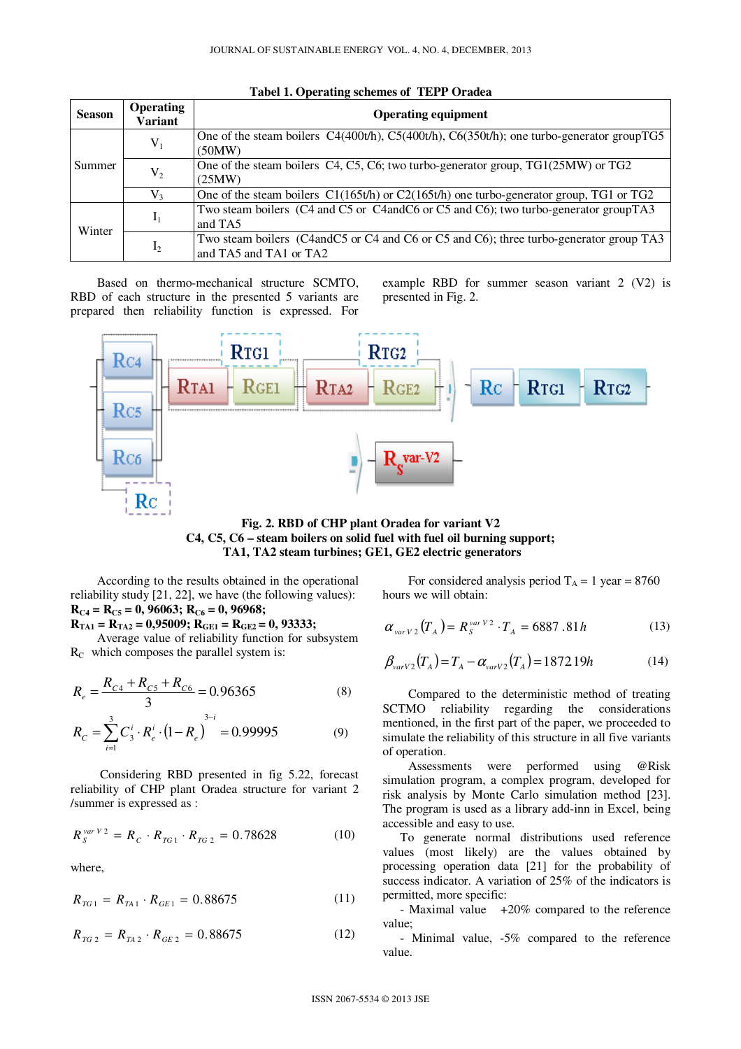**Tabel 1. Operating schemes of TEPP Oradea**

| Season | Operating Variant | Operating equipment |
|---|---|---|
| Summer | $V_1$ | One of the steam boilers C4(400t/h), C5(400t/h), C6(350t/h); one turbo-generator groupTG5 (50MW) |
| | $V_2$ | One of the steam boilers C4, C5, C6; two turbo-generator group, TG1(25MW) or TG2 (25MW) |
| | $V_3$ | One of the steam boilers C1(165t/h) or C2(165t/h) one turbo-generator group, TG1 or TG2 |
| Winter | $I_1$ | Two steam boilers (C4 and C5 or C4andC6 or C5 and C6); two turbo-generator groupTA3 and TA5 |
| | $I_2$ | Two steam boilers (C4andC5 or C4 and C6 or C5 and C6); three turbo-generator group TA3 and TA5 and TA1 or TA2 |

Based on thermo-mechanical structure SCMTO, RBD of each structure in the presented 5 variants are prepared then reliability function is expressed. For example RBD for summer season variant 2 (V2) is presented in Fig. 2.

**Fig. 2. RBD of CHP plant Oradea for variant V2**
**C4, C5, C6 – steam boilers on solid fuel with fuel oil burning support;**
**TA1, TA2 steam turbines; GE1, GE2 electric generators**

According to the results obtained in the operational reliability study [21, 22], we have (the following values):
**$R_{C4} = R_{C5} = 0,96063$; $R_{C6} = 0,96968$;**
**$R_{TA1} = R_{TA2} = 0,95009$; $R_{GE1} = R_{GE2} = 0,93333$;**

Average value of reliability function for subsystem $R_C$ which composes the parallel system is:

$$R_e = \frac{R_{C4} + R_{C5} + R_{C6}}{3} = 0.96365 \tag{8}$$

$$R_C = \sum_{i=1}^{3} C_3^i \cdot R_e^i \cdot (1 - R_e)^{3-i} = 0.99995 \tag{9}$$

Considering RBD presented in fig 5.22, forecast reliability of CHP plant Oradea structure for variant 2 /summer is expressed as :

$$R_S^{var\,V2} = R_C \cdot R_{TG1} \cdot R_{TG2} = 0.78628 \tag{10}$$

where,

$$R_{TG1} = R_{TA1} \cdot R_{GE1} = 0.88675 \tag{11}$$

$$R_{TG2} = R_{TA2} \cdot R_{GE2} = 0.88675 \tag{12}$$

For considered analysis period $T_A$ = 1 year = 8760 hours we will obtain:

$$\alpha_{var\,V2}(T_A) = R_S^{var\,V2} \cdot T_A = 6887.81h \tag{13}$$

$$\beta_{varV2}(T_A) = T_A - \alpha_{varV2}(T_A) = 187219h \tag{14}$$

Compared to the deterministic method of treating SCTMO reliability regarding the considerations mentioned, in the first part of the paper, we proceeded to simulate the reliability of this structure in all five variants of operation.

Assessments were performed using @Risk simulation program, a complex program, developed for risk analysis by Monte Carlo simulation method [23]. The program is used as a library add-inn in Excel, being accessible and easy to use.

To generate normal distributions used reference values (most likely) are the values obtained by processing operation data [21] for the probability of success indicator. A variation of 25% of the indicators is permitted, more specific:

- Maximal value +20% compared to the reference value;
- Minimal value, -5% compared to the reference value.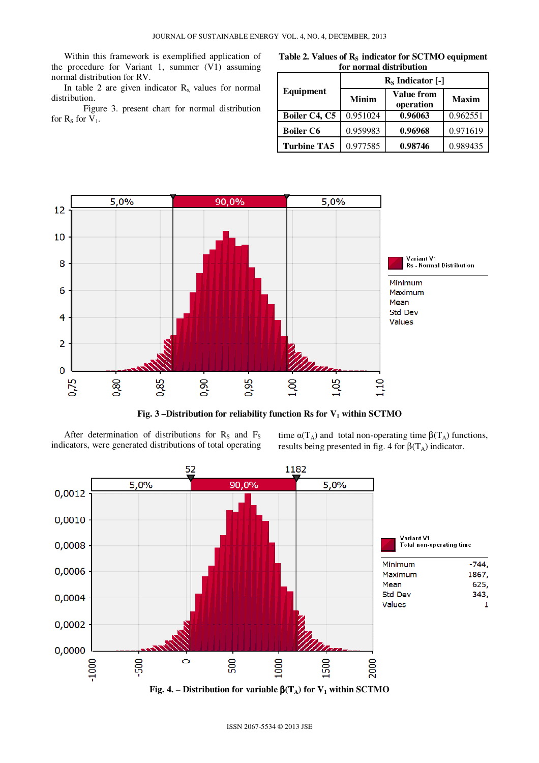Within this framework is exemplified application of the procedure for Variant 1, summer (V1) assuming normal distribution for RV.

In table 2 are given indicator $R_{S,}$ values for normal distribution.

Figure 3. present chart for normal distribution for $R_S$ for $V_1$.

**Table 2. Values of $R_S$ indicator for SCTMO equipment for normal distribution**

| Equipment | $R_S$ Indicator [-] | | |
|---|---|---|---|
| | Minim | Value from operation | Maxim |
| **Boiler C4, C5** | 0.951024 | **0.96063** | 0.962551 |
| **Boiler C6** | 0.959983 | **0.96968** | 0.971619 |
| **Turbine TA5** | 0.977585 | **0.98746** | 0.989435 |

**Fig. 3 –Distribution for reliability function Rs for $V_1$ within SCTMO**

After determination of distributions for $R_S$ and $F_S$ indicators, were generated distributions of total operating time $\alpha(T_A)$ and total non-operating time $\beta(T_A)$ functions, results being presented in fig. 4 for $\beta(T_A)$ indicator.

**Fig. 4. – Distribution for variable $\beta(T_A)$ for $V_1$ within SCTMO**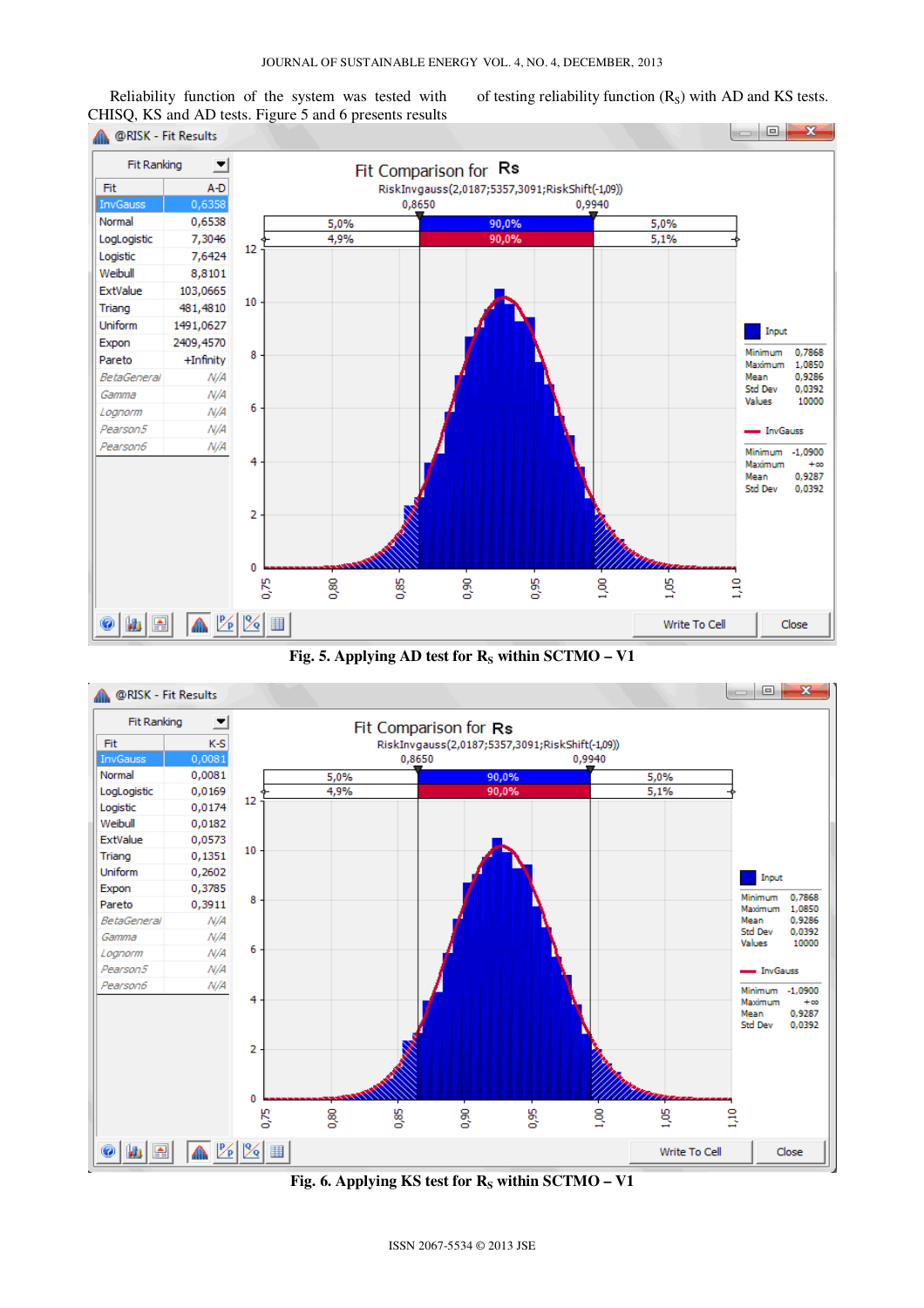Reliability function of the system was tested with CHISQ, KS and AD tests. Figure 5 and 6 presents results of testing reliability function ($R_S$) with AD and KS tests.

Fig. 5. Applying AD test for $R_S$ within SCTMO – V1

Fig. 6. Applying KS test for $R_S$ within SCTMO – V1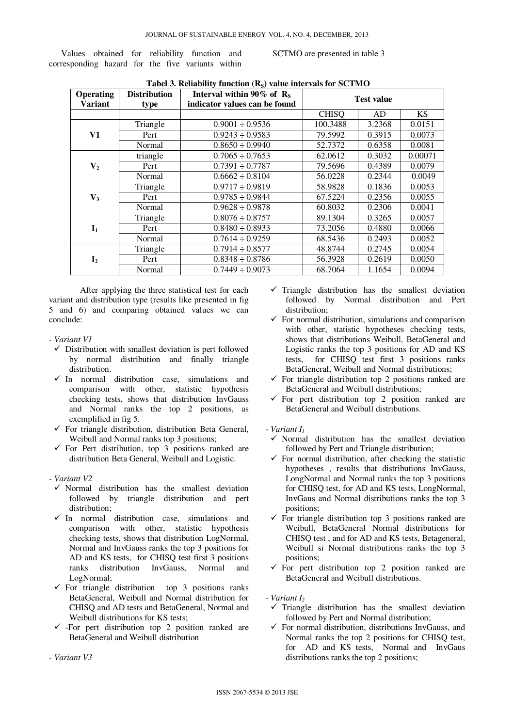Values obtained for reliability function and corresponding hazard for the five variants within SCTMO are presented in table 3

**Tabel 3. Reliability function ($R_S$) value intervals for SCTMO**

| Operating Variant | Distribution type | Interval within 90% of $R_S$ indicator values can be found | Test value | | |
|---|---|---|---|---|---|
| | | | CHISQ | AD | KS |
| **V1** | Triangle | 0.9001 ÷ 0.9536 | 100.3488 | 3.2368 | 0.0151 |
| | Pert | 0.9243 ÷ 0.9583 | 79.5992 | 0.3915 | 0.0073 |
| | Normal | 0.8650 ÷ 0.9940 | 52.7372 | 0.6358 | 0.0081 |
| **$V_2$** | triangle | 0.7065 ÷ 0.7653 | 62.0612 | 0.3032 | 0.00071 |
| | Pert | 0.7391 ÷ 0.7787 | 79.5696 | 0.4389 | 0.0079 |
| | Normal | 0.6662 ÷ 0.8104 | 56.0228 | 0.2344 | 0.0049 |
| **$V_3$** | Triangle | 0.9717 ÷ 0.9819 | 58.9828 | 0.1836 | 0.0053 |
| | Pert | 0.9785 ÷ 0.9844 | 67.5224 | 0.2356 | 0.0055 |
| | Normal | 0.9628 ÷ 0.9878 | 60.8032 | 0.2306 | 0.0041 |
| **$I_1$** | Triangle | 0.8076 ÷ 0.8757 | 89.1304 | 0.3265 | 0.0057 |
| | Pert | 0.8480 ÷ 0.8933 | 73.2056 | 0.4880 | 0.0066 |
| | Normal | 0.7614 ÷ 0.9259 | 68.5436 | 0.2493 | 0.0052 |
| **$I_2$** | Triangle | 0.7914 ÷ 0.8577 | 48.8744 | 0.2745 | 0.0054 |
| | Pert | 0.8348 ÷ 0.8786 | 56.3928 | 0.2619 | 0.0050 |
| | Normal | 0.7449 ÷ 0.9073 | 68.7064 | 1.1654 | 0.0094 |

After applying the three statistical test for each variant and distribution type (results like presented in fig 5 and 6) and comparing obtained values we can conclude:

- *Variant V1*
  - ✓ Distribution with smallest deviation is pert followed by normal distribution and finally triangle distribution.
  - ✓ In normal distribution case, simulations and comparison with other, statistic hypothesis checking tests, shows that distribution InvGauss and Normal ranks the top 2 positions, as exemplified in fig 5.
  - ✓ For triangle distribution, distribution Beta General, Weibull and Normal ranks top 3 positions;
  - ✓ For Pert distribution, top 3 positions ranked are distribution Beta General, Weibull and Logistic.

- *Variant V2*
  - ✓ Normal distribution has the smallest deviation followed by triangle distribution and pert distribution;
  - ✓ In normal distribution case, simulations and comparison with other, statistic hypothesis checking tests, shows that distribution LogNormal, Normal and InvGauss ranks the top 3 positions for AD and KS tests, for CHISQ test first 3 positions ranks distribution InvGauss, Normal and LogNormal;
  - ✓ For triangle distribution top 3 positions ranks BetaGeneral, Weibull and Normal distribution for CHISQ and AD tests and BetaGeneral, Normal and Weibull distributions for KS tests;
  - ✓ -For pert distribution top 2 position ranked are BetaGeneral and Weibull distribution

- *Variant V3*
  - ✓ Triangle distribution has the smallest deviation followed by Normal distribution and Pert distribution;
  - ✓ For normal distribution, simulations and comparison with other, statistic hypotheses checking tests, shows that distributions Weibull, BetaGeneral and Logistic ranks the top 3 positions for AD and KS tests, for CHISQ test first 3 positions ranks BetaGeneral, Weibull and Normal distributions;
  - ✓ For triangle distribution top 2 positions ranked are BetaGeneral and Weibull distributions;
  - ✓ For pert distribution top 2 position ranked are BetaGeneral and Weibull distributions.

- *Variant $I_1$*
  - ✓ Normal distribution has the smallest deviation followed by Pert and Triangle distribution;
  - ✓ For normal distribution, after checking the statistic hypotheses , results that distributions InvGauss, LongNormal and Normal ranks the top 3 positions for CHISQ test, for AD and KS tests, LongNormal, InvGaus and Normal distributions ranks the top 3 positions;
  - ✓ For triangle distribution top 3 positions ranked are Weibull, BetaGeneral Normal distributions for CHISQ test , and for AD and KS tests, Betageneral, Weibull si Normal distributions ranks the top 3 positions;
  - ✓ For pert distribution top 2 position ranked are BetaGeneral and Weibull distributions.

- *Variant $I_2$*
  - ✓ Triangle distribution has the smallest deviation followed by Pert and Normal distribution;
  - ✓ For normal distribution, distributions InvGauss, and Normal ranks the top 2 positions for CHISQ test, for AD and KS tests, Normal and InvGaus distributions ranks the top 2 positions;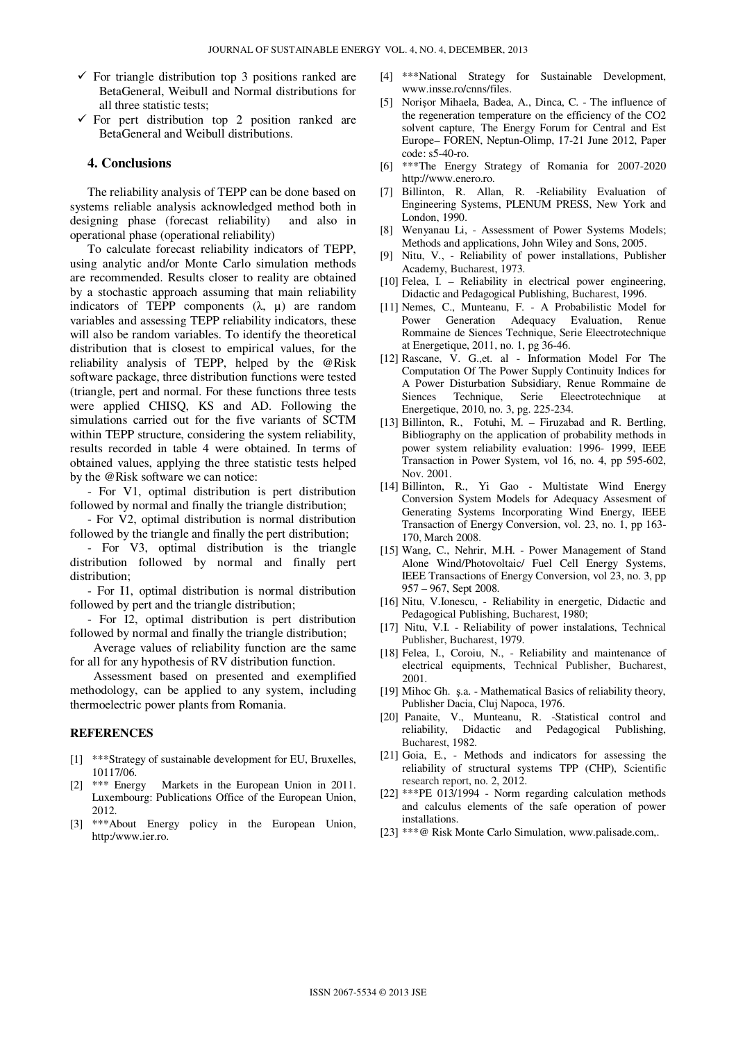- ✓ For triangle distribution top 3 positions ranked are BetaGeneral, Weibull and Normal distributions for all three statistic tests;
- ✓ For pert distribution top 2 position ranked are BetaGeneral and Weibull distributions.

## 4. Conclusions

The reliability analysis of TEPP can be done based on systems reliable analysis acknowledged method both in designing phase (forecast reliability) and also in operational phase (operational reliability)

To calculate forecast reliability indicators of TEPP, using analytic and/or Monte Carlo simulation methods are recommended. Results closer to reality are obtained by a stochastic approach assuming that main reliability indicators of TEPP components ($\lambda$, $\mu$) are random variables and assessing TEPP reliability indicators, these will also be random variables. To identify the theoretical distribution that is closest to empirical values, for the reliability analysis of TEPP, helped by the @Risk software package, three distribution functions were tested (triangle, pert and normal. For these functions three tests were applied CHISQ, KS and AD. Following the simulations carried out for the five variants of SCTM within TEPP structure, considering the system reliability, results recorded in table 4 were obtained. In terms of obtained values, applying the three statistic tests helped by the @Risk software we can notice:

- For V1, optimal distribution is pert distribution followed by normal and finally the triangle distribution;

- For V2, optimal distribution is normal distribution followed by the triangle and finally the pert distribution;

- For V3, optimal distribution is the triangle distribution followed by normal and finally pert distribution;

- For I1, optimal distribution is normal distribution followed by pert and the triangle distribution;

- For I2, optimal distribution is pert distribution followed by normal and finally the triangle distribution;

Average values of reliability function are the same for all for any hypothesis of RV distribution function.

Assessment based on presented and exemplified methodology, can be applied to any system, including thermoelectric power plants from Romania.

## REFERENCES

[1] ***Strategy of sustainable development for EU, Bruxelles, 10117/06.

[2] *** Energy Markets in the European Union in 2011. Luxembourg: Publications Office of the European Union, 2012.

[3] ***About Energy policy in the European Union, http:/www.ier.ro.

[4] ***National Strategy for Sustainable Development, www.insse.ro/cnns/files.

[5] Norişor Mihaela, Badea, A., Dinca, C. - The influence of the regeneration temperature on the efficiency of the CO2 solvent capture, The Energy Forum for Central and Est Europe– FOREN, Neptun-Olimp, 17-21 June 2012, Paper code: s5-40-ro.

[6] ***The Energy Strategy of Romania for 2007-2020 http://www.enero.ro.

[7] Billinton, R. Allan, R. -Reliability Evaluation of Engineering Systems, PLENUM PRESS, New York and London, 1990.

[8] Wenyanau Li, - Assessment of Power Systems Models; Methods and applications, John Wiley and Sons, 2005.

[9] Nitu, V., - Reliability of power installations, Publisher Academy, Bucharest, 1973.

[10] Felea, I. – Reliability in electrical power engineering, Didactic and Pedagogical Publishing, Bucharest, 1996.

[11] Nemes, C., Munteanu, F. - A Probabilistic Model for Power Generation Adequacy Evaluation, Renue Rommaine de Siences Technique, Serie Eleectrotechnique at Energetique, 2011, no. 1, pg 36-46.

[12] Rascane, V. G.,et. al - Information Model For The Computation Of The Power Supply Continuity Indices for A Power Disturbation Subsidiary, Renue Rommaine de Siences Technique, Serie Eleectrotechnique at Energetique, 2010, no. 3, pg. 225-234.

[13] Billinton, R., Fotuhi, M. – Firuzabad and R. Bertling, Bibliography on the application of probability methods in power system reliability evaluation: 1996- 1999, IEEE Transaction in Power System, vol 16, no. 4, pp 595-602, Nov. 2001.

[14] Billinton, R., Yi Gao - Multistate Wind Energy Conversion System Models for Adequacy Assesment of Generating Systems Incorporating Wind Energy, IEEE Transaction of Energy Conversion, vol. 23, no. 1, pp 163-170, March 2008.

[15] Wang, C., Nehrir, M.H. - Power Management of Stand Alone Wind/Photovoltaic/ Fuel Cell Energy Systems, IEEE Transactions of Energy Conversion, vol 23, no. 3, pp 957 – 967, Sept 2008.

[16] Nitu, V.Ionescu, - Reliability in energetic, Didactic and Pedagogical Publishing, Bucharest, 1980;

[17] Nitu, V.I. - Reliability of power instalations, Technical Publisher, Bucharest, 1979.

[18] Felea, I., Coroiu, N., - Reliability and maintenance of electrical equipments, Technical Publisher, Bucharest, 2001.

[19] Mihoc Gh. ş.a. - Mathematical Basics of reliability theory, Publisher Dacia, Cluj Napoca, 1976.

[20] Panaite, V., Munteanu, R. -Statistical control and reliability, Didactic and Pedagogical Publishing, Bucharest, 1982.

[21] Goia, E., - Methods and indicators for assessing the reliability of structural systems TPP (CHP), Scientific research report, no. 2, 2012.

[22] ***PE 013/1994 - Norm regarding calculation methods and calculus elements of the safe operation of power installations.

[23] ***@ Risk Monte Carlo Simulation, www.palisade.com,.